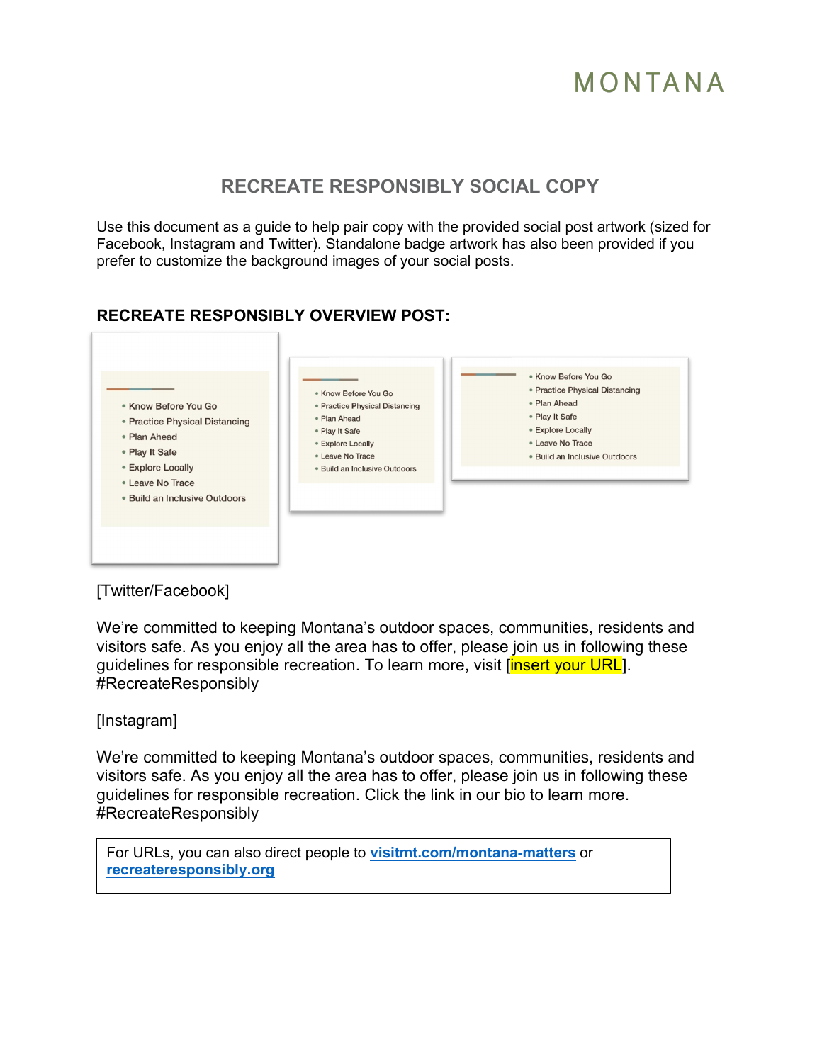MONTANA

# RECREATE RESPONSIBLY SOCIAL COPY

Use this document as a guide to help pair copy with the provided social post artwork (sized for Facebook, Instagram and Twitter). Standalone badge artwork has also been provided if you prefer to customize the background images of your social posts.

## RECREATE RESPONSIBLY OVERVIEW POST:

- Know Before You Go
- Practice Physical Distancing
- Plan Ahead
- Play It Safe
- Explore Locally
- Leave No Trace
- Build an Inclusive Outdoors

[Twitter/Facebook]

We're committed to keeping Montana's outdoor spaces, communities, residents and visitors safe. As you enjoy all the area has to offer, please join us in following these guidelines for responsible recreation. To learn more, visit [insert your URL]. #RecreateResponsibly

[Instagram]

We're committed to keeping Montana's outdoor spaces, communities, residents and visitors safe. As you enjoy all the area has to offer, please join us in following these guidelines for responsible recreation. Click the link in our bio to learn more. #RecreateResponsibly

For URLs, you can also direct people to **visitmt.com/montana-matters** or **recreateresponsibly.org**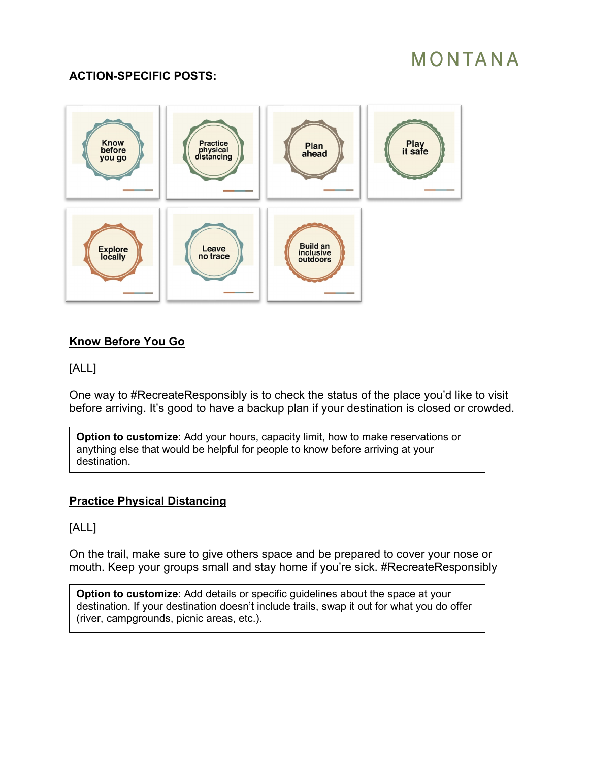**ACTION-SPECIFIC POSTS:**

## Know Before You Go

[ALL]

One way to #RecreateResponsibly is to check the status of the place you'd like to visit before arriving. It's good to have a backup plan if your destination is closed or crowded.

> **Option to customize**: Add your hours, capacity limit, how to make reservations or anything else that would be helpful for people to know before arriving at your destination.

## Practice Physical Distancing

[ALL]

On the trail, make sure to give others space and be prepared to cover your nose or mouth. Keep your groups small and stay home if you're sick. #RecreateResponsibly

> **Option to customize**: Add details or specific guidelines about the space at your destination. If your destination doesn't include trails, swap it out for what you do offer (river, campgrounds, picnic areas, etc.).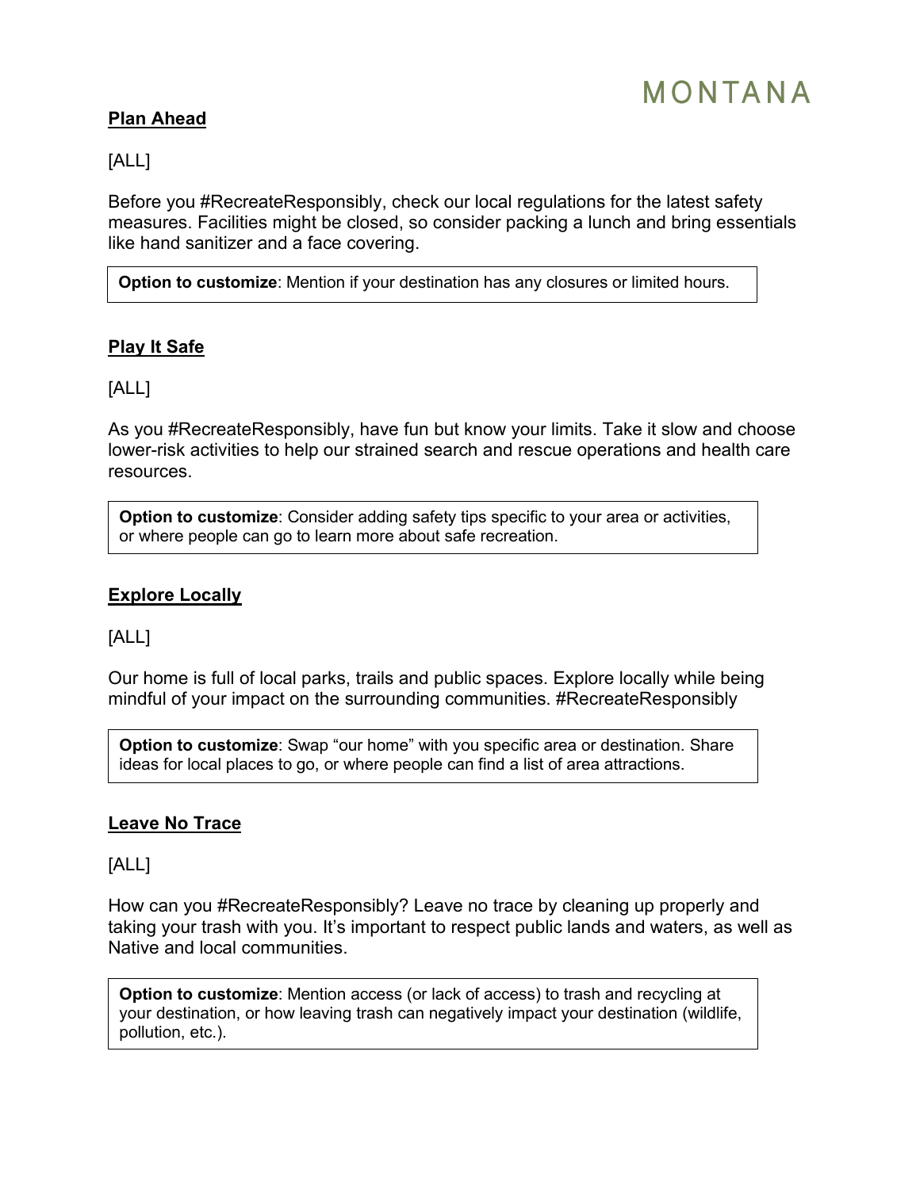**Plan Ahead**

[ALL]

Before you #RecreateResponsibly, check our local regulations for the latest safety measures. Facilities might be closed, so consider packing a lunch and bring essentials like hand sanitizer and a face covering.

> **Option to customize**: Mention if your destination has any closures or limited hours.

**Play It Safe**

[ALL]

As you #RecreateResponsibly, have fun but know your limits. Take it slow and choose lower-risk activities to help our strained search and rescue operations and health care resources.

> **Option to customize**: Consider adding safety tips specific to your area or activities, or where people can go to learn more about safe recreation.

**Explore Locally**

[ALL]

Our home is full of local parks, trails and public spaces. Explore locally while being mindful of your impact on the surrounding communities. #RecreateResponsibly

> **Option to customize**: Swap "our home" with you specific area or destination. Share ideas for local places to go, or where people can find a list of area attractions.

**Leave No Trace**

[ALL]

How can you #RecreateResponsibly? Leave no trace by cleaning up properly and taking your trash with you. It's important to respect public lands and waters, as well as Native and local communities.

> **Option to customize**: Mention access (or lack of access) to trash and recycling at your destination, or how leaving trash can negatively impact your destination (wildlife, pollution, etc.).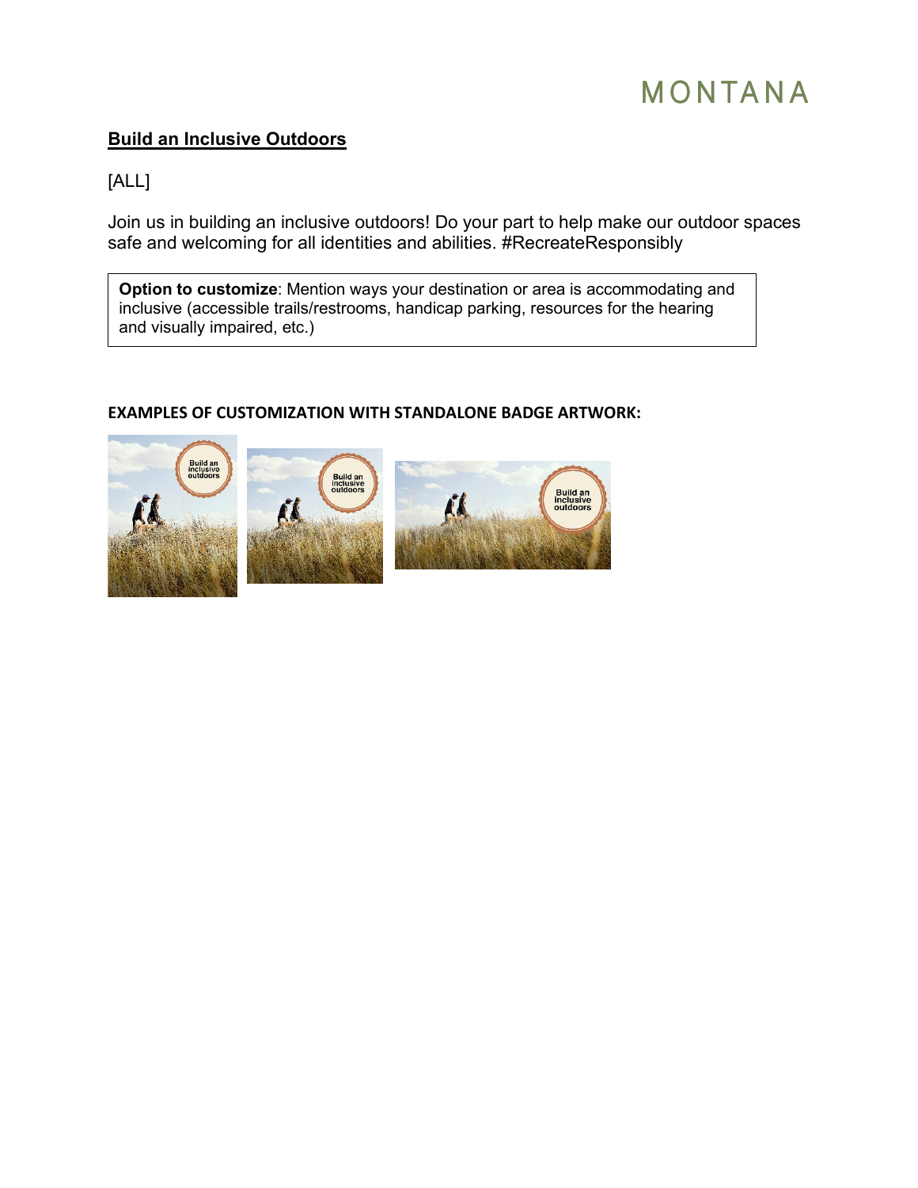## Build an Inclusive Outdoors

[ALL]

Join us in building an inclusive outdoors! Do your part to help make our outdoor spaces safe and welcoming for all identities and abilities. #RecreateResponsibly

**Option to customize**: Mention ways your destination or area is accommodating and inclusive (accessible trails/restrooms, handicap parking, resources for the hearing and visually impaired, etc.)

**EXAMPLES OF CUSTOMIZATION WITH STANDALONE BADGE ARTWORK:**